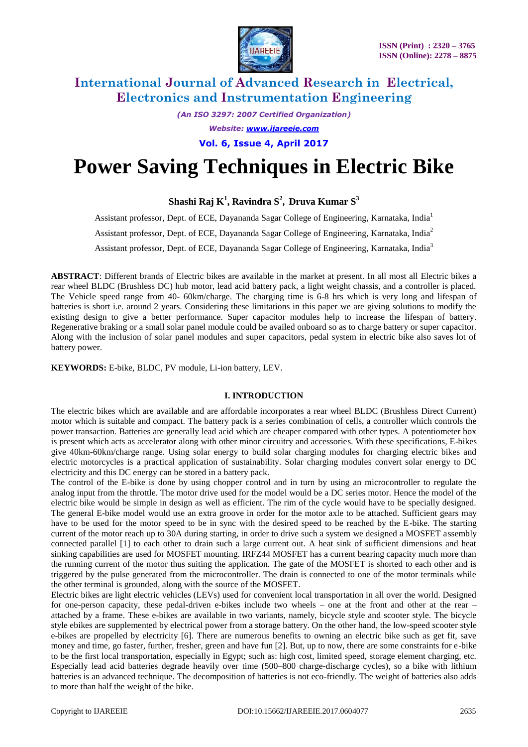# Power Saving Techniques in Electric Bike

**Shashi Raj K[1], Ravindra S[2], Druva Kumar S[3]**

Assistant professor, Dept. of ECE, Dayananda Sagar College of Engineering, Karnataka, India[1]

Assistant professor, Dept. of ECE, Dayananda Sagar College of Engineering, Karnataka, India[2]

Assistant professor, Dept. of ECE, Dayananda Sagar College of Engineering, Karnataka, India[3]

**ABSTRACT**: Different brands of Electric bikes are available in the market at present. In all most all Electric bikes a rear wheel BLDC (Brushless DC) hub motor, lead acid battery pack, a light weight chassis, and a controller is placed. The Vehicle speed range from 40- 60km/charge. The charging time is 6-8 hrs which is very long and lifespan of batteries is short i.e. around 2 years. Considering these limitations in this paper we are giving solutions to modify the existing design to give a better performance. Super capacitor modules help to increase the lifespan of battery. Regenerative braking or a small solar panel module could be availed onboard so as to charge battery or super capacitor. Along with the inclusion of solar panel modules and super capacitors, pedal system in electric bike also saves lot of battery power.

**KEYWORDS:** E-bike, BLDC, PV module, Li-ion battery, LEV.

## I. INTRODUCTION

The electric bikes which are available and are affordable incorporates a rear wheel BLDC (Brushless Direct Current) motor which is suitable and compact. The battery pack is a series combination of cells, a controller which controls the power transaction. Batteries are generally lead acid which are cheaper compared with other types. A potentiometer box is present which acts as accelerator along with other minor circuitry and accessories. With these specifications, E-bikes give 40km-60km/charge range. Using solar energy to build solar charging modules for charging electric bikes and electric motorcycles is a practical application of sustainability. Solar charging modules convert solar energy to DC electricity and this DC energy can be stored in a battery pack.

The control of the E-bike is done by using chopper control and in turn by using an microcontroller to regulate the analog input from the throttle. The motor drive used for the model would be a DC series motor. Hence the model of the electric bike would be simple in design as well as efficient. The rim of the cycle would have to be specially designed. The general E-bike model would use an extra groove in order for the motor axle to be attached. Sufficient gears may have to be used for the motor speed to be in sync with the desired speed to be reached by the E-bike. The starting current of the motor reach up to 30A during starting, in order to drive such a system we designed a MOSFET assembly connected parallel [1] to each other to drain such a large current out. A heat sink of sufficient dimensions and heat sinking capabilities are used for MOSFET mounting. IRFZ44 MOSFET has a current bearing capacity much more than the running current of the motor thus suiting the application. The gate of the MOSFET is shorted to each other and is triggered by the pulse generated from the microcontroller. The drain is connected to one of the motor terminals while the other terminal is grounded, along with the source of the MOSFET.

Electric bikes are light electric vehicles (LEVs) used for convenient local transportation in all over the world. Designed for one-person capacity, these pedal-driven e-bikes include two wheels – one at the front and other at the rear – attached by a frame. These e-bikes are available in two variants, namely, bicycle style and scooter style. The bicycle style ebikes are supplemented by electrical power from a storage battery. On the other hand, the low-speed scooter style e-bikes are propelled by electricity [6]. There are numerous benefits to owning an electric bike such as get fit, save money and time, go faster, further, fresher, green and have fun [2]. But, up to now, there are some constraints for e-bike to be the first local transportation, especially in Egypt; such as: high cost, limited speed, storage element charging, etc. Especially lead acid batteries degrade heavily over time (500–800 charge-discharge cycles), so a bike with lithium batteries is an advanced technique. The decomposition of batteries is not eco-friendly. The weight of batteries also adds to more than half the weight of the bike.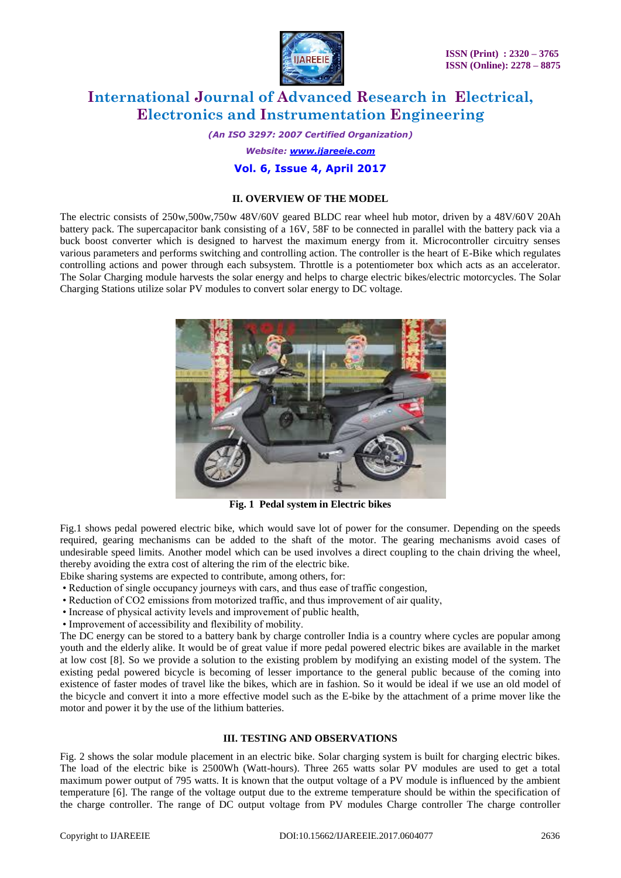## II. OVERVIEW OF THE MODEL

The electric consists of 250w,500w,750w 48V/60V geared BLDC rear wheel hub motor, driven by a 48V/60V 20Ah battery pack. The supercapacitor bank consisting of a 16V, 58F to be connected in parallel with the battery pack via a buck boost converter which is designed to harvest the maximum energy from it. Microcontroller circuitry senses various parameters and performs switching and controlling action. The controller is the heart of E-Bike which regulates controlling actions and power through each subsystem. Throttle is a potentiometer box which acts as an accelerator. The Solar Charging module harvests the solar energy and helps to charge electric bikes/electric motorcycles. The Solar Charging Stations utilize solar PV modules to convert solar energy to DC voltage.

**Fig. 1 Pedal system in Electric bikes**

Fig.1 shows pedal powered electric bike, which would save lot of power for the consumer. Depending on the speeds required, gearing mechanisms can be added to the shaft of the motor. The gearing mechanisms avoid cases of undesirable speed limits. Another model which can be used involves a direct coupling to the chain driving the wheel, thereby avoiding the extra cost of altering the rim of the electric bike.

Ebike sharing systems are expected to contribute, among others, for:

- Reduction of single occupancy journeys with cars, and thus ease of traffic congestion,
- Reduction of CO2 emissions from motorized traffic, and thus improvement of air quality,
- Increase of physical activity levels and improvement of public health,
- Improvement of accessibility and flexibility of mobility.

The DC energy can be stored to a battery bank by charge controller India is a country where cycles are popular among youth and the elderly alike. It would be of great value if more pedal powered electric bikes are available in the market at low cost [8]. So we provide a solution to the existing problem by modifying an existing model of the system. The existing pedal powered bicycle is becoming of lesser importance to the general public because of the coming into existence of faster modes of travel like the bikes, which are in fashion. So it would be ideal if we use an old model of the bicycle and convert it into a more effective model such as the E-bike by the attachment of a prime mover like the motor and power it by the use of the lithium batteries.

## III. TESTING AND OBSERVATIONS

Fig. 2 shows the solar module placement in an electric bike. Solar charging system is built for charging electric bikes. The load of the electric bike is 2500Wh (Watt-hours). Three 265 watts solar PV modules are used to get a total maximum power output of 795 watts. It is known that the output voltage of a PV module is influenced by the ambient temperature [6]. The range of the voltage output due to the extreme temperature should be within the specification of the charge controller. The range of DC output voltage from PV modules Charge controller The charge controller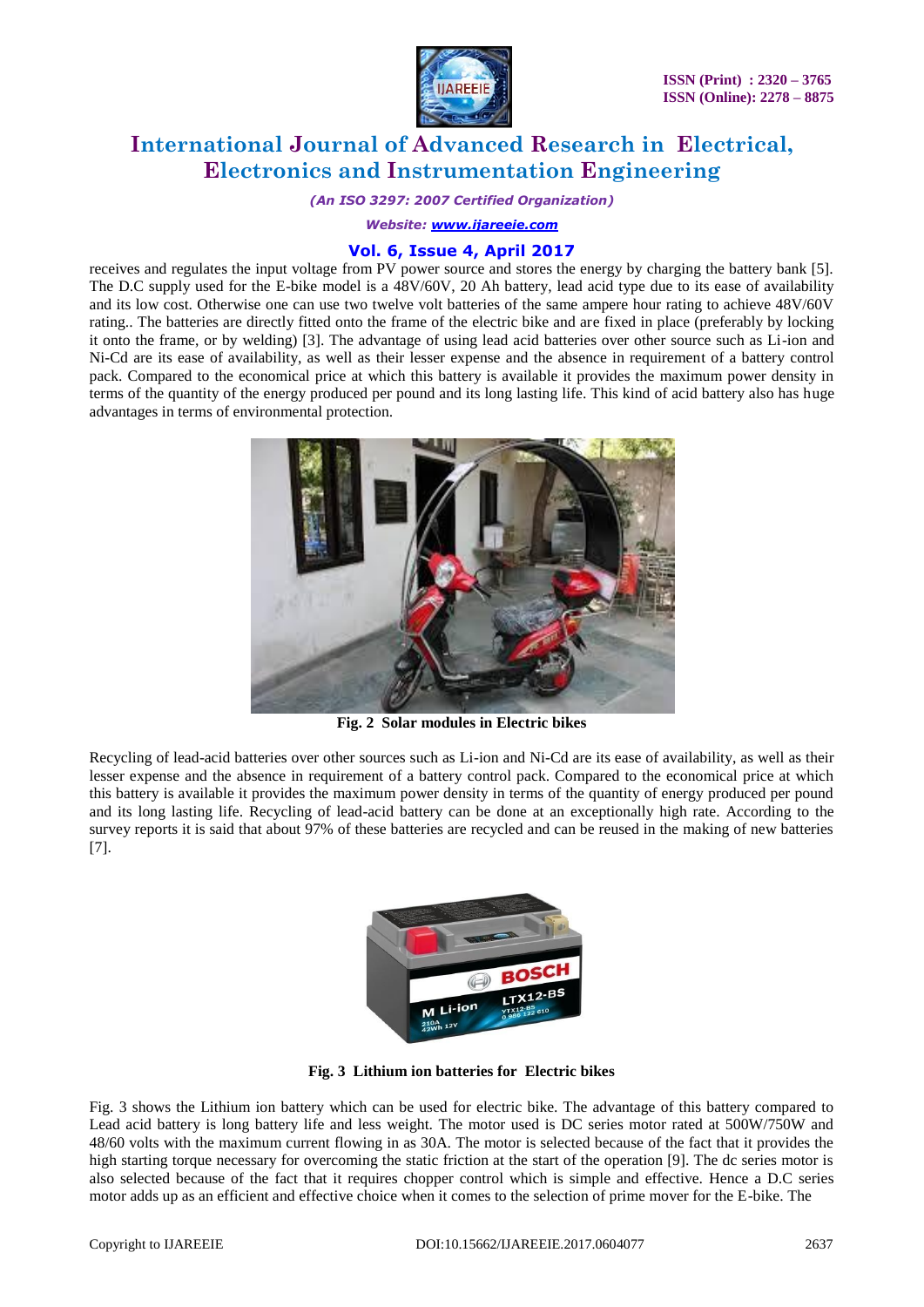receives and regulates the input voltage from PV power source and stores the energy by charging the battery bank [5]. The D.C supply used for the E-bike model is a 48V/60V, 20 Ah battery, lead acid type due to its ease of availability and its low cost. Otherwise one can use two twelve volt batteries of the same ampere hour rating to achieve 48V/60V rating.. The batteries are directly fitted onto the frame of the electric bike and are fixed in place (preferably by locking it onto the frame, or by welding) [3]. The advantage of using lead acid batteries over other source such as Li-ion and Ni-Cd are its ease of availability, as well as their lesser expense and the absence in requirement of a battery control pack. Compared to the economical price at which this battery is available it provides the maximum power density in terms of the quantity of the energy produced per pound and its long lasting life. This kind of acid battery also has huge advantages in terms of environmental protection.

**Fig. 2 Solar modules in Electric bikes**

Recycling of lead-acid batteries over other sources such as Li-ion and Ni-Cd are its ease of availability, as well as their lesser expense and the absence in requirement of a battery control pack. Compared to the economical price at which this battery is available it provides the maximum power density in terms of the quantity of energy produced per pound and its long lasting life. Recycling of lead-acid battery can be done at an exceptionally high rate. According to the survey reports it is said that about 97% of these batteries are recycled and can be reused in the making of new batteries [7].

**Fig. 3 Lithium ion batteries for Electric bikes**

Fig. 3 shows the Lithium ion battery which can be used for electric bike. The advantage of this battery compared to Lead acid battery is long battery life and less weight. The motor used is DC series motor rated at 500W/750W and 48/60 volts with the maximum current flowing in as 30A. The motor is selected because of the fact that it provides the high starting torque necessary for overcoming the static friction at the start of the operation [9]. The dc series motor is also selected because of the fact that it requires chopper control which is simple and effective. Hence a D.C series motor adds up as an efficient and effective choice when it comes to the selection of prime mover for the E-bike. The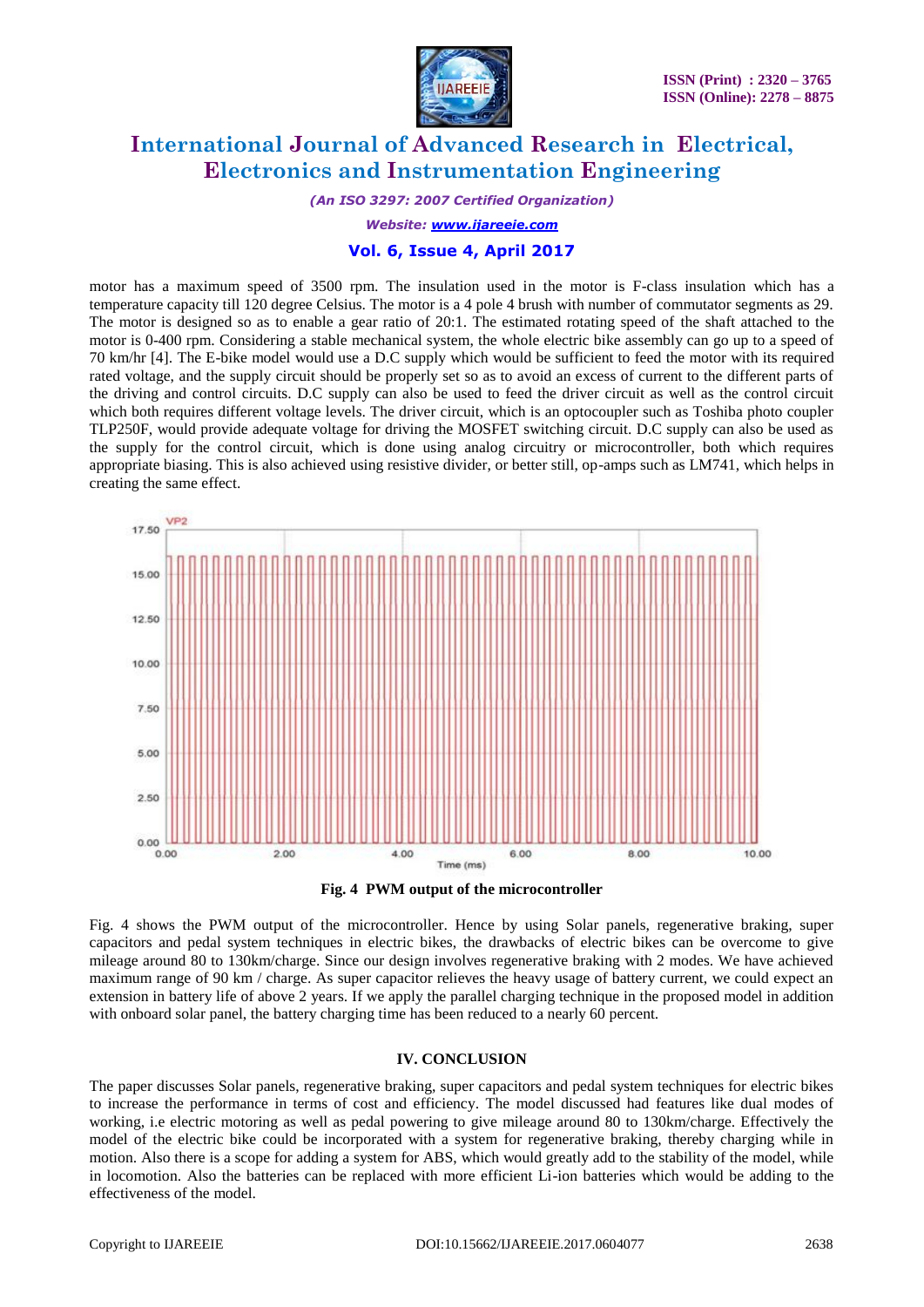motor has a maximum speed of 3500 rpm. The insulation used in the motor is F-class insulation which has a temperature capacity till 120 degree Celsius. The motor is a 4 pole 4 brush with number of commutator segments as 29. The motor is designed so as to enable a gear ratio of 20:1. The estimated rotating speed of the shaft attached to the motor is 0-400 rpm. Considering a stable mechanical system, the whole electric bike assembly can go up to a speed of 70 km/hr [4]. The E-bike model would use a D.C supply which would be sufficient to feed the motor with its required rated voltage, and the supply circuit should be properly set so as to avoid an excess of current to the different parts of the driving and control circuits. D.C supply can also be used to feed the driver circuit as well as the control circuit which both requires different voltage levels. The driver circuit, which is an optocoupler such as Toshiba photo coupler TLP250F, would provide adequate voltage for driving the MOSFET switching circuit. D.C supply can also be used as the supply for the control circuit, which is done using analog circuitry or microcontroller, both which requires appropriate biasing. This is also achieved using resistive divider, or better still, op-amps such as LM741, which helps in creating the same effect.

**Fig. 4 PWM output of the microcontroller**

Fig. 4 shows the PWM output of the microcontroller. Hence by using Solar panels, regenerative braking, super capacitors and pedal system techniques in electric bikes, the drawbacks of electric bikes can be overcome to give mileage around 80 to 130km/charge. Since our design involves regenerative braking with 2 modes. We have achieved maximum range of 90 km / charge. As super capacitor relieves the heavy usage of battery current, we could expect an extension in battery life of above 2 years. If we apply the parallel charging technique in the proposed model in addition with onboard solar panel, the battery charging time has been reduced to a nearly 60 percent.

## IV. CONCLUSION

The paper discusses Solar panels, regenerative braking, super capacitors and pedal system techniques for electric bikes to increase the performance in terms of cost and efficiency. The model discussed had features like dual modes of working, i.e electric motoring as well as pedal powering to give mileage around 80 to 130km/charge. Effectively the model of the electric bike could be incorporated with a system for regenerative braking, thereby charging while in motion. Also there is a scope for adding a system for ABS, which would greatly add to the stability of the model, while in locomotion. Also the batteries can be replaced with more efficient Li-ion batteries which would be adding to the effectiveness of the model.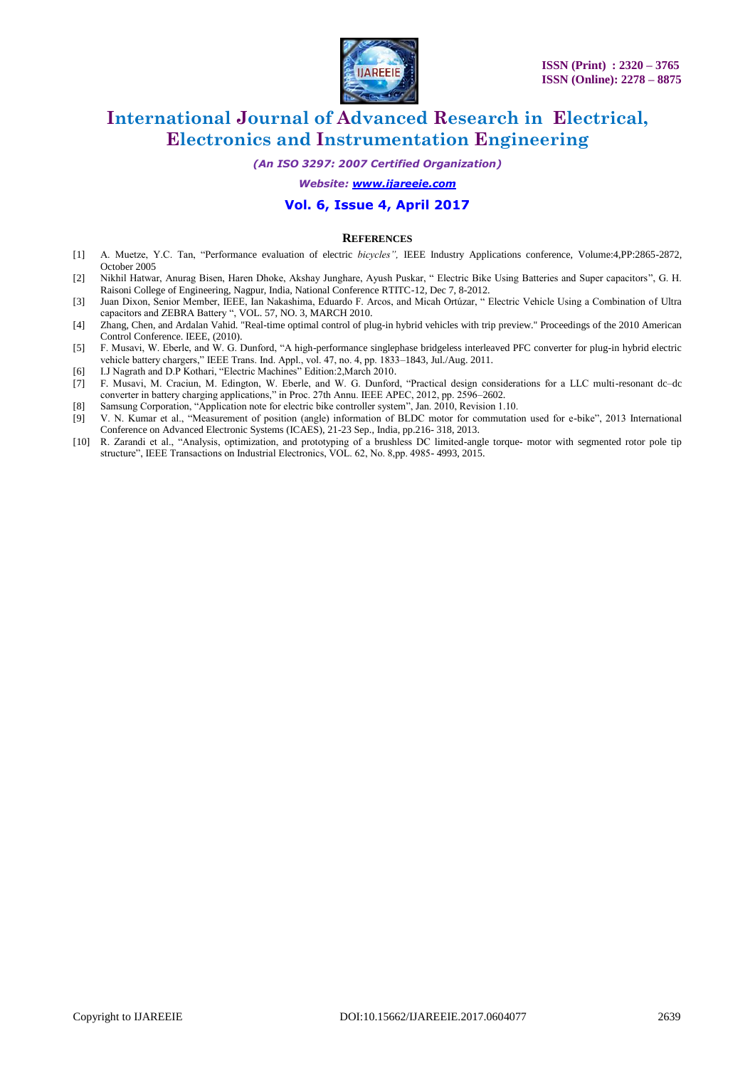## REFERENCES

[1] A. Muetze, Y.C. Tan, "Performance evaluation of electric *bicycles",* IEEE Industry Applications conference, Volume:4,PP:2865-2872, October 2005

[2] Nikhil Hatwar, Anurag Bisen, Haren Dhoke, Akshay Junghare, Ayush Puskar, " Electric Bike Using Batteries and Super capacitors", G. H. Raisoni College of Engineering, Nagpur, India, National Conference RTITC-12, Dec 7, 8-2012.

[3] Juan Dixon, Senior Member, IEEE, Ian Nakashima, Eduardo F. Arcos, and Micah Ortúzar, " Electric Vehicle Using a Combination of Ultra capacitors and ZEBRA Battery ", VOL. 57, NO. 3, MARCH 2010.

[4] Zhang, Chen, and Ardalan Vahid. "Real-time optimal control of plug-in hybrid vehicles with trip preview." Proceedings of the 2010 American Control Conference. IEEE, (2010).

[5] F. Musavi, W. Eberle, and W. G. Dunford, "A high-performance singlephase bridgeless interleaved PFC converter for plug-in hybrid electric vehicle battery chargers," IEEE Trans. Ind. Appl., vol. 47, no. 4, pp. 1833–1843, Jul./Aug. 2011.

[6] I.J Nagrath and D.P Kothari, "Electric Machines" Edition:2,March 2010.

[7] F. Musavi, M. Craciun, M. Edington, W. Eberle, and W. G. Dunford, "Practical design considerations for a LLC multi-resonant dc–dc converter in battery charging applications," in Proc. 27th Annu. IEEE APEC, 2012, pp. 2596–2602.

[8] Samsung Corporation, "Application note for electric bike controller system", Jan. 2010, Revision 1.10.

[9] V. N. Kumar et al., "Measurement of position (angle) information of BLDC motor for commutation used for e-bike", 2013 International Conference on Advanced Electronic Systems (ICAES), 21-23 Sep., India, pp.216- 318, 2013.

[10] R. Zarandi et al., "Analysis, optimization, and prototyping of a brushless DC limited-angle torque- motor with segmented rotor pole tip structure", IEEE Transactions on Industrial Electronics, VOL. 62, No. 8,pp. 4985- 4993, 2015.